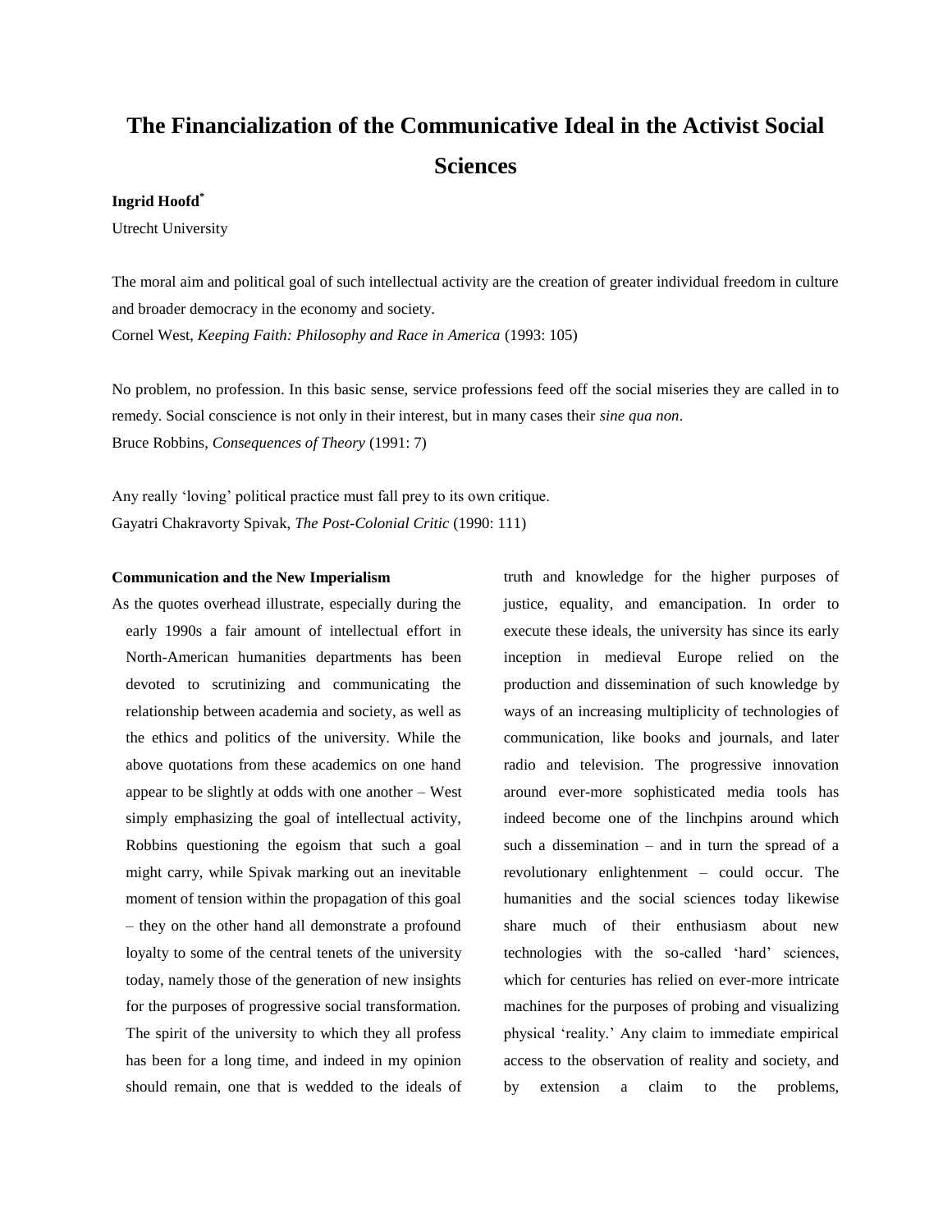# The Financialization of the Communicative Ideal in the Activist Social Sciences

**Ingrid Hoofd***

Utrecht University

The moral aim and political goal of such intellectual activity are the creation of greater individual freedom in culture and broader democracy in the economy and society.

Cornel West, *Keeping Faith: Philosophy and Race in America* (1993: 105)

No problem, no profession. In this basic sense, service professions feed off the social miseries they are called in to remedy. Social conscience is not only in their interest, but in many cases their *sine qua non*.

Bruce Robbins, *Consequences of Theory* (1991: 7)

Any really 'loving' political practice must fall prey to its own critique.

Gayatri Chakravorty Spivak, *The Post-Colonial Critic* (1990: 111)

**Communication and the New Imperialism**

As the quotes overhead illustrate, especially during the early 1990s a fair amount of intellectual effort in North-American humanities departments has been devoted to scrutinizing and communicating the relationship between academia and society, as well as the ethics and politics of the university. While the above quotations from these academics on one hand appear to be slightly at odds with one another – West simply emphasizing the goal of intellectual activity, Robbins questioning the egoism that such a goal might carry, while Spivak marking out an inevitable moment of tension within the propagation of this goal – they on the other hand all demonstrate a profound loyalty to some of the central tenets of the university today, namely those of the generation of new insights for the purposes of progressive social transformation. The spirit of the university to which they all profess has been for a long time, and indeed in my opinion should remain, one that is wedded to the ideals of truth and knowledge for the higher purposes of justice, equality, and emancipation. In order to execute these ideals, the university has since its early inception in medieval Europe relied on the production and dissemination of such knowledge by ways of an increasing multiplicity of technologies of communication, like books and journals, and later radio and television. The progressive innovation around ever-more sophisticated media tools has indeed become one of the linchpins around which such a dissemination – and in turn the spread of a revolutionary enlightenment – could occur. The humanities and the social sciences today likewise share much of their enthusiasm about new technologies with the so-called 'hard' sciences, which for centuries has relied on ever-more intricate machines for the purposes of probing and visualizing physical 'reality.' Any claim to immediate empirical access to the observation of reality and society, and by extension a claim to the problems,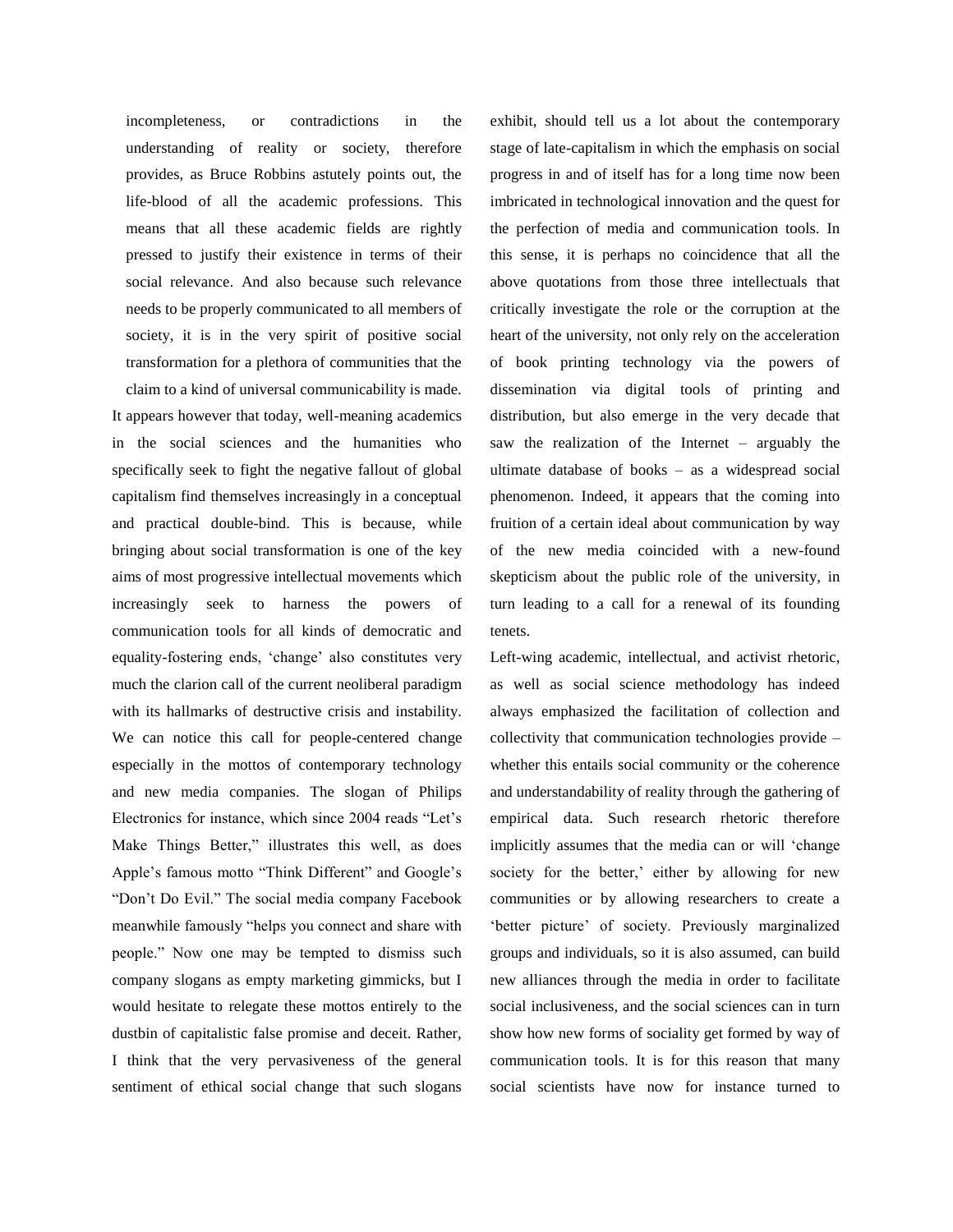> incompleteness, or contradictions in the understanding of reality or society, therefore provides, as Bruce Robbins astutely points out, the life-blood of all the academic professions. This means that all these academic fields are rightly pressed to justify their existence in terms of their social relevance. And also because such relevance needs to be properly communicated to all members of society, it is in the very spirit of positive social transformation for a plethora of communities that the claim to a kind of universal communicability is made.

It appears however that today, well-meaning academics in the social sciences and the humanities who specifically seek to fight the negative fallout of global capitalism find themselves increasingly in a conceptual and practical double-bind. This is because, while bringing about social transformation is one of the key aims of most progressive intellectual movements which increasingly seek to harness the powers of communication tools for all kinds of democratic and equality-fostering ends, 'change' also constitutes very much the clarion call of the current neoliberal paradigm with its hallmarks of destructive crisis and instability. We can notice this call for people-centered change especially in the mottos of contemporary technology and new media companies. The slogan of Philips Electronics for instance, which since 2004 reads "Let's Make Things Better," illustrates this well, as does Apple's famous motto "Think Different" and Google's "Don't Do Evil." The social media company Facebook meanwhile famously "helps you connect and share with people." Now one may be tempted to dismiss such company slogans as empty marketing gimmicks, but I would hesitate to relegate these mottos entirely to the dustbin of capitalistic false promise and deceit. Rather, I think that the very pervasiveness of the general sentiment of ethical social change that such slogans exhibit, should tell us a lot about the contemporary stage of late-capitalism in which the emphasis on social progress in and of itself has for a long time now been imbricated in technological innovation and the quest for the perfection of media and communication tools. In this sense, it is perhaps no coincidence that all the above quotations from those three intellectuals that critically investigate the role or the corruption at the heart of the university, not only rely on the acceleration of book printing technology via the powers of dissemination via digital tools of printing and distribution, but also emerge in the very decade that saw the realization of the Internet – arguably the ultimate database of books – as a widespread social phenomenon. Indeed, it appears that the coming into fruition of a certain ideal about communication by way of the new media coincided with a new-found skepticism about the public role of the university, in turn leading to a call for a renewal of its founding tenets.

Left-wing academic, intellectual, and activist rhetoric, as well as social science methodology has indeed always emphasized the facilitation of collection and collectivity that communication technologies provide – whether this entails social community or the coherence and understandability of reality through the gathering of empirical data. Such research rhetoric therefore implicitly assumes that the media can or will 'change society for the better,' either by allowing for new communities or by allowing researchers to create a 'better picture' of society. Previously marginalized groups and individuals, so it is also assumed, can build new alliances through the media in order to facilitate social inclusiveness, and the social sciences can in turn show how new forms of sociality get formed by way of communication tools. It is for this reason that many social scientists have now for instance turned to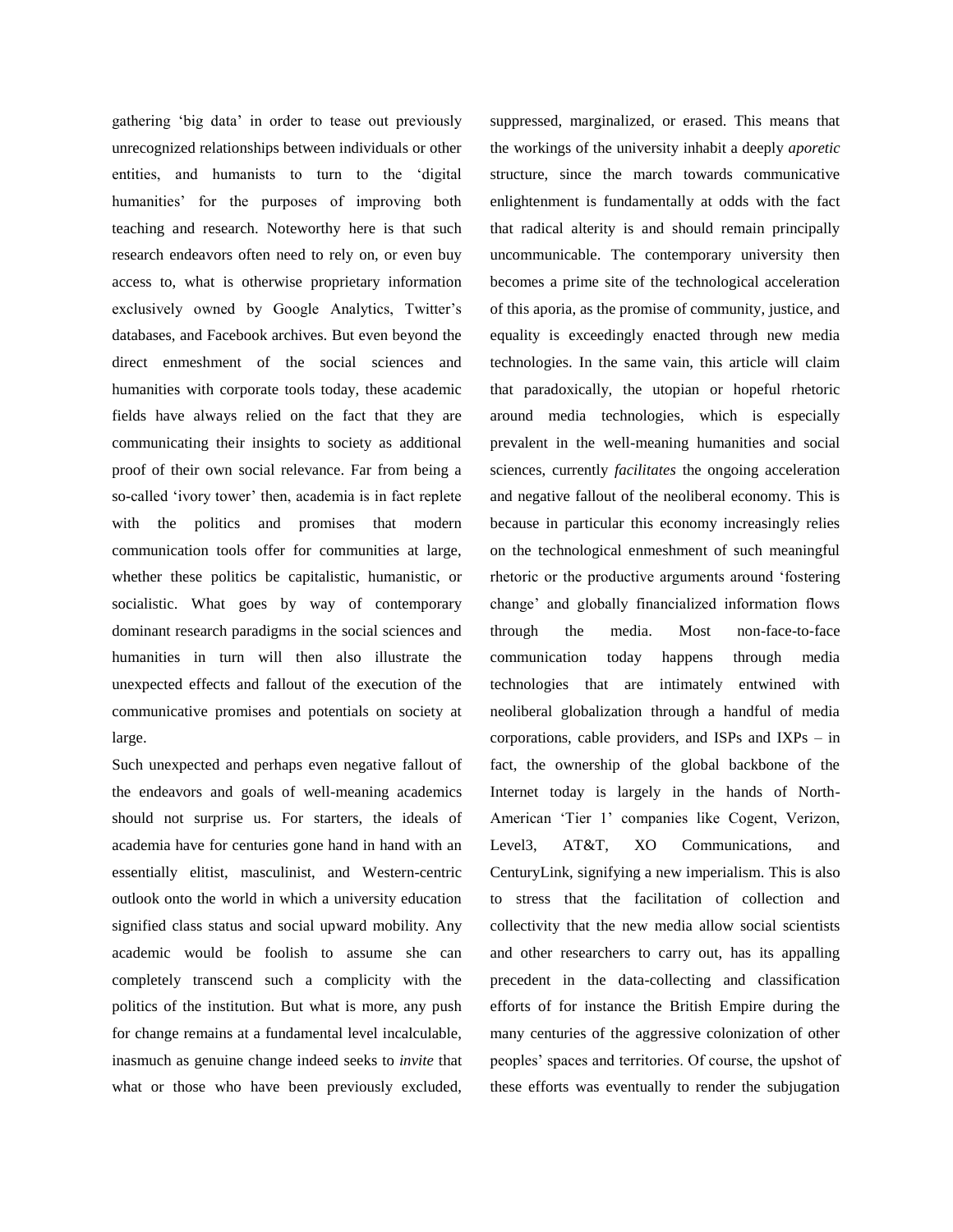gathering 'big data' in order to tease out previously unrecognized relationships between individuals or other entities, and humanists to turn to the 'digital humanities' for the purposes of improving both teaching and research. Noteworthy here is that such research endeavors often need to rely on, or even buy access to, what is otherwise proprietary information exclusively owned by Google Analytics, Twitter's databases, and Facebook archives. But even beyond the direct enmeshment of the social sciences and humanities with corporate tools today, these academic fields have always relied on the fact that they are communicating their insights to society as additional proof of their own social relevance. Far from being a so-called 'ivory tower' then, academia is in fact replete with the politics and promises that modern communication tools offer for communities at large, whether these politics be capitalistic, humanistic, or socialistic. What goes by way of contemporary dominant research paradigms in the social sciences and humanities in turn will then also illustrate the unexpected effects and fallout of the execution of the communicative promises and potentials on society at large.

Such unexpected and perhaps even negative fallout of the endeavors and goals of well-meaning academics should not surprise us. For starters, the ideals of academia have for centuries gone hand in hand with an essentially elitist, masculinist, and Western-centric outlook onto the world in which a university education signified class status and social upward mobility. Any academic would be foolish to assume she can completely transcend such a complicity with the politics of the institution. But what is more, any push for change remains at a fundamental level incalculable, inasmuch as genuine change indeed seeks to *invite* that what or those who have been previously excluded, suppressed, marginalized, or erased. This means that the workings of the university inhabit a deeply *aporetic* structure, since the march towards communicative enlightenment is fundamentally at odds with the fact that radical alterity is and should remain principally uncommunicable. The contemporary university then becomes a prime site of the technological acceleration of this aporia, as the promise of community, justice, and equality is exceedingly enacted through new media technologies. In the same vain, this article will claim that paradoxically, the utopian or hopeful rhetoric around media technologies, which is especially prevalent in the well-meaning humanities and social sciences, currently *facilitates* the ongoing acceleration and negative fallout of the neoliberal economy. This is because in particular this economy increasingly relies on the technological enmeshment of such meaningful rhetoric or the productive arguments around 'fostering change' and globally financialized information flows through the media. Most non-face-to-face communication today happens through media technologies that are intimately entwined with neoliberal globalization through a handful of media corporations, cable providers, and ISPs and IXPs – in fact, the ownership of the global backbone of the Internet today is largely in the hands of North-American 'Tier 1' companies like Cogent, Verizon, Level3, AT&T, XO Communications, and CenturyLink, signifying a new imperialism. This is also to stress that the facilitation of collection and collectivity that the new media allow social scientists and other researchers to carry out, has its appalling precedent in the data-collecting and classification efforts of for instance the British Empire during the many centuries of the aggressive colonization of other peoples' spaces and territories. Of course, the upshot of these efforts was eventually to render the subjugation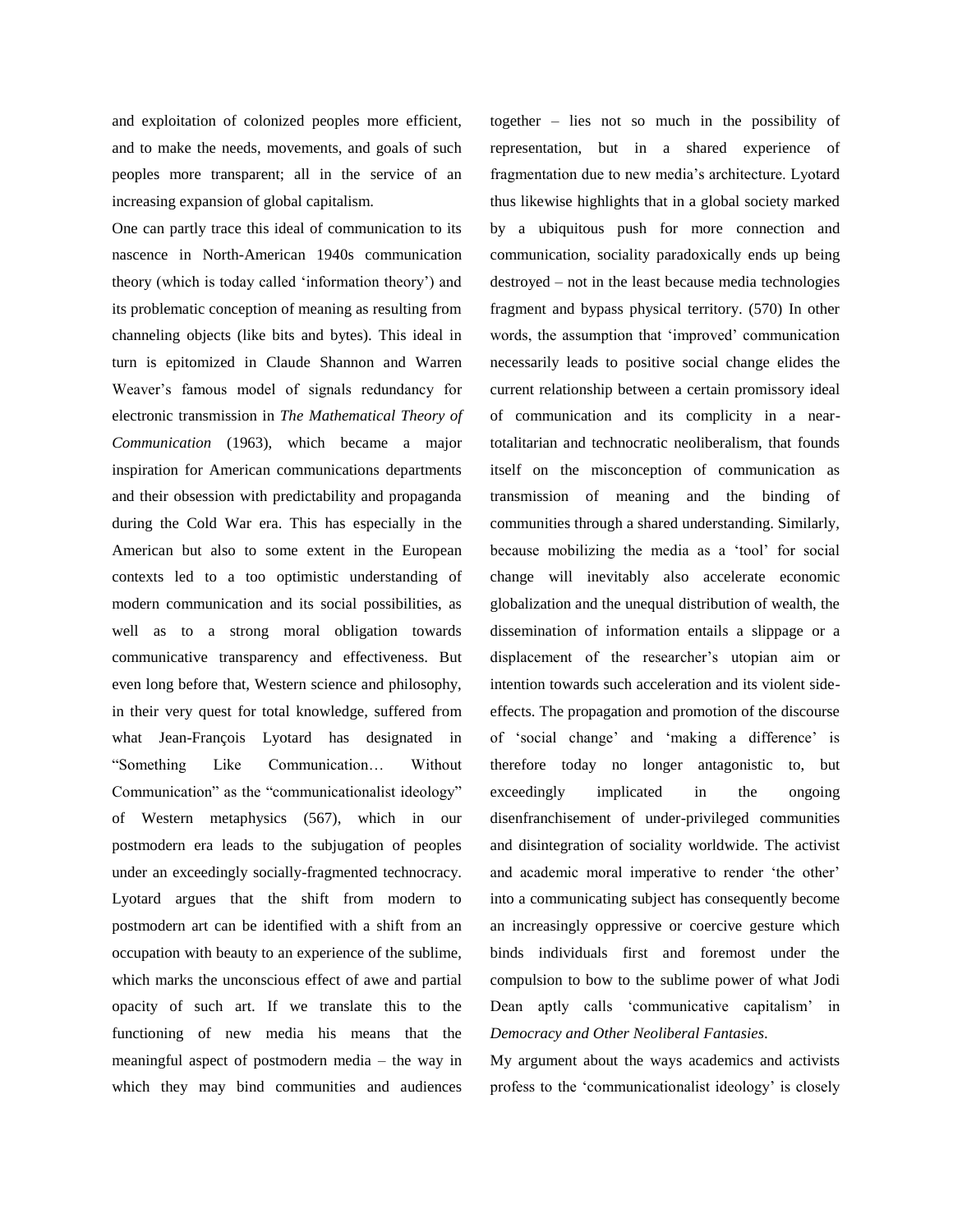and exploitation of colonized peoples more efficient, and to make the needs, movements, and goals of such peoples more transparent; all in the service of an increasing expansion of global capitalism.

One can partly trace this ideal of communication to its nascence in North-American 1940s communication theory (which is today called 'information theory') and its problematic conception of meaning as resulting from channeling objects (like bits and bytes). This ideal in turn is epitomized in Claude Shannon and Warren Weaver's famous model of signals redundancy for electronic transmission in *The Mathematical Theory of Communication* (1963), which became a major inspiration for American communications departments and their obsession with predictability and propaganda during the Cold War era. This has especially in the American but also to some extent in the European contexts led to a too optimistic understanding of modern communication and its social possibilities, as well as to a strong moral obligation towards communicative transparency and effectiveness. But even long before that, Western science and philosophy, in their very quest for total knowledge, suffered from what Jean-François Lyotard has designated in "Something Like Communication… Without Communication" as the "communicationalist ideology" of Western metaphysics (567), which in our postmodern era leads to the subjugation of peoples under an exceedingly socially-fragmented technocracy. Lyotard argues that the shift from modern to postmodern art can be identified with a shift from an occupation with beauty to an experience of the sublime, which marks the unconscious effect of awe and partial opacity of such art. If we translate this to the functioning of new media his means that the meaningful aspect of postmodern media – the way in which they may bind communities and audiences together – lies not so much in the possibility of representation, but in a shared experience of fragmentation due to new media's architecture. Lyotard thus likewise highlights that in a global society marked by a ubiquitous push for more connection and communication, sociality paradoxically ends up being destroyed – not in the least because media technologies fragment and bypass physical territory. (570) In other words, the assumption that 'improved' communication necessarily leads to positive social change elides the current relationship between a certain promissory ideal of communication and its complicity in a near-totalitarian and technocratic neoliberalism, that founds itself on the misconception of communication as transmission of meaning and the binding of communities through a shared understanding. Similarly, because mobilizing the media as a 'tool' for social change will inevitably also accelerate economic globalization and the unequal distribution of wealth, the dissemination of information entails a slippage or a displacement of the researcher's utopian aim or intention towards such acceleration and its violent side-effects. The propagation and promotion of the discourse of 'social change' and 'making a difference' is therefore today no longer antagonistic to, but exceedingly implicated in the ongoing disenfranchisement of under-privileged communities and disintegration of sociality worldwide. The activist and academic moral imperative to render 'the other' into a communicating subject has consequently become an increasingly oppressive or coercive gesture which binds individuals first and foremost under the compulsion to bow to the sublime power of what Jodi Dean aptly calls 'communicative capitalism' in *Democracy and Other Neoliberal Fantasies*.

My argument about the ways academics and activists profess to the 'communicationalist ideology' is closely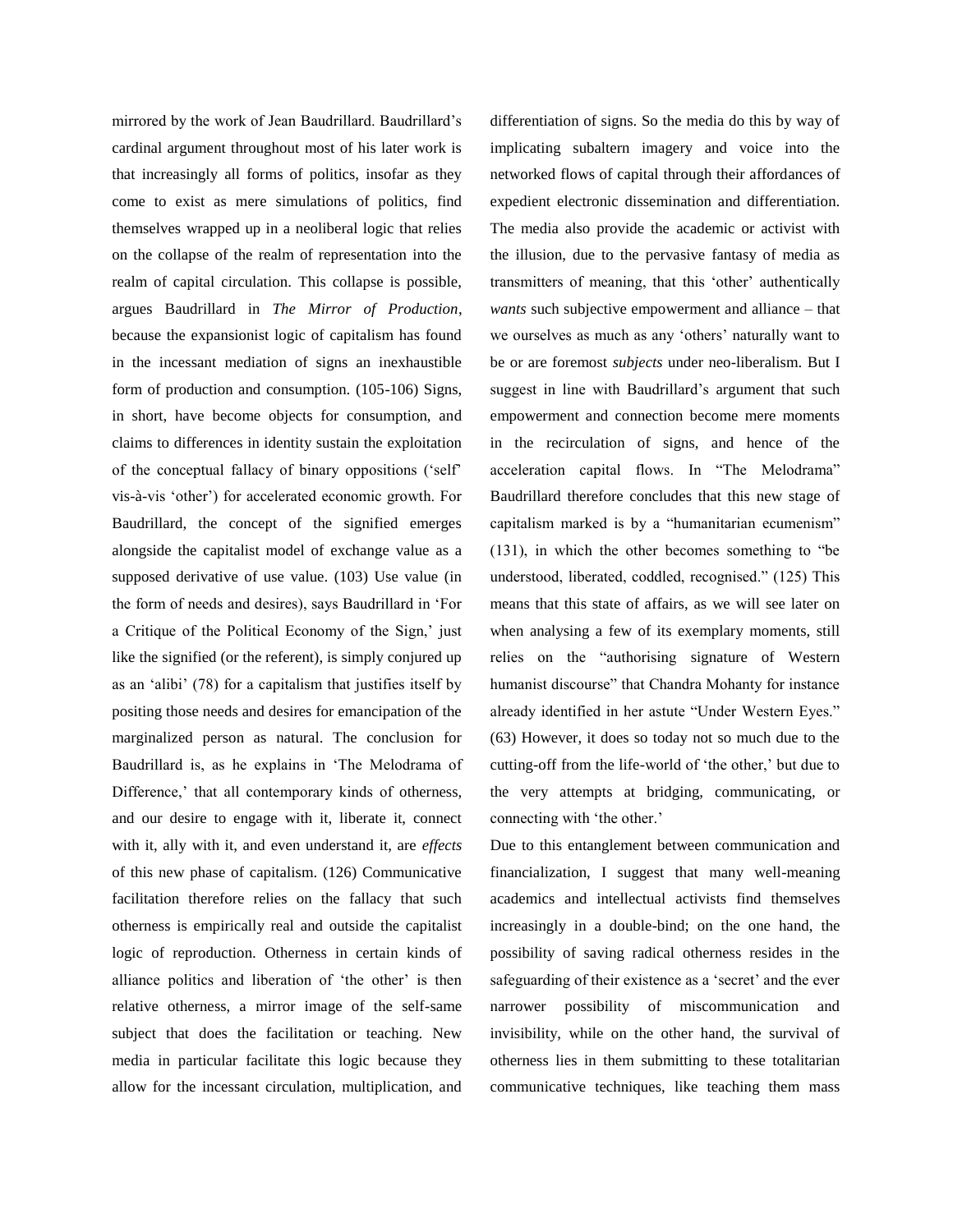mirrored by the work of Jean Baudrillard. Baudrillard's cardinal argument throughout most of his later work is that increasingly all forms of politics, insofar as they come to exist as mere simulations of politics, find themselves wrapped up in a neoliberal logic that relies on the collapse of the realm of representation into the realm of capital circulation. This collapse is possible, argues Baudrillard in *The Mirror of Production*, because the expansionist logic of capitalism has found in the incessant mediation of signs an inexhaustible form of production and consumption. (105-106) Signs, in short, have become objects for consumption, and claims to differences in identity sustain the exploitation of the conceptual fallacy of binary oppositions ('self' vis-à-vis 'other') for accelerated economic growth. For Baudrillard, the concept of the signified emerges alongside the capitalist model of exchange value as a supposed derivative of use value. (103) Use value (in the form of needs and desires), says Baudrillard in 'For a Critique of the Political Economy of the Sign,' just like the signified (or the referent), is simply conjured up as an 'alibi' (78) for a capitalism that justifies itself by positing those needs and desires for emancipation of the marginalized person as natural. The conclusion for Baudrillard is, as he explains in 'The Melodrama of Difference,' that all contemporary kinds of otherness, and our desire to engage with it, liberate it, connect with it, ally with it, and even understand it, are *effects* of this new phase of capitalism. (126) Communicative facilitation therefore relies on the fallacy that such otherness is empirically real and outside the capitalist logic of reproduction. Otherness in certain kinds of alliance politics and liberation of 'the other' is then relative otherness, a mirror image of the self-same subject that does the facilitation or teaching. New media in particular facilitate this logic because they allow for the incessant circulation, multiplication, and differentiation of signs. So the media do this by way of implicating subaltern imagery and voice into the networked flows of capital through their affordances of expedient electronic dissemination and differentiation. The media also provide the academic or activist with the illusion, due to the pervasive fantasy of media as transmitters of meaning, that this 'other' authentically *wants* such subjective empowerment and alliance – that we ourselves as much as any 'others' naturally want to be or are foremost *subjects* under neo-liberalism. But I suggest in line with Baudrillard's argument that such empowerment and connection become mere moments in the recirculation of signs, and hence of the acceleration capital flows. In "The Melodrama" Baudrillard therefore concludes that this new stage of capitalism marked is by a "humanitarian ecumenism" (131), in which the other becomes something to "be understood, liberated, coddled, recognised." (125) This means that this state of affairs, as we will see later on when analysing a few of its exemplary moments, still relies on the "authorising signature of Western humanist discourse" that Chandra Mohanty for instance already identified in her astute "Under Western Eyes." (63) However, it does so today not so much due to the cutting-off from the life-world of 'the other,' but due to the very attempts at bridging, communicating, or connecting with 'the other.'

Due to this entanglement between communication and financialization, I suggest that many well-meaning academics and intellectual activists find themselves increasingly in a double-bind; on the one hand, the possibility of saving radical otherness resides in the safeguarding of their existence as a 'secret' and the ever narrower possibility of miscommunication and invisibility, while on the other hand, the survival of otherness lies in them submitting to these totalitarian communicative techniques, like teaching them mass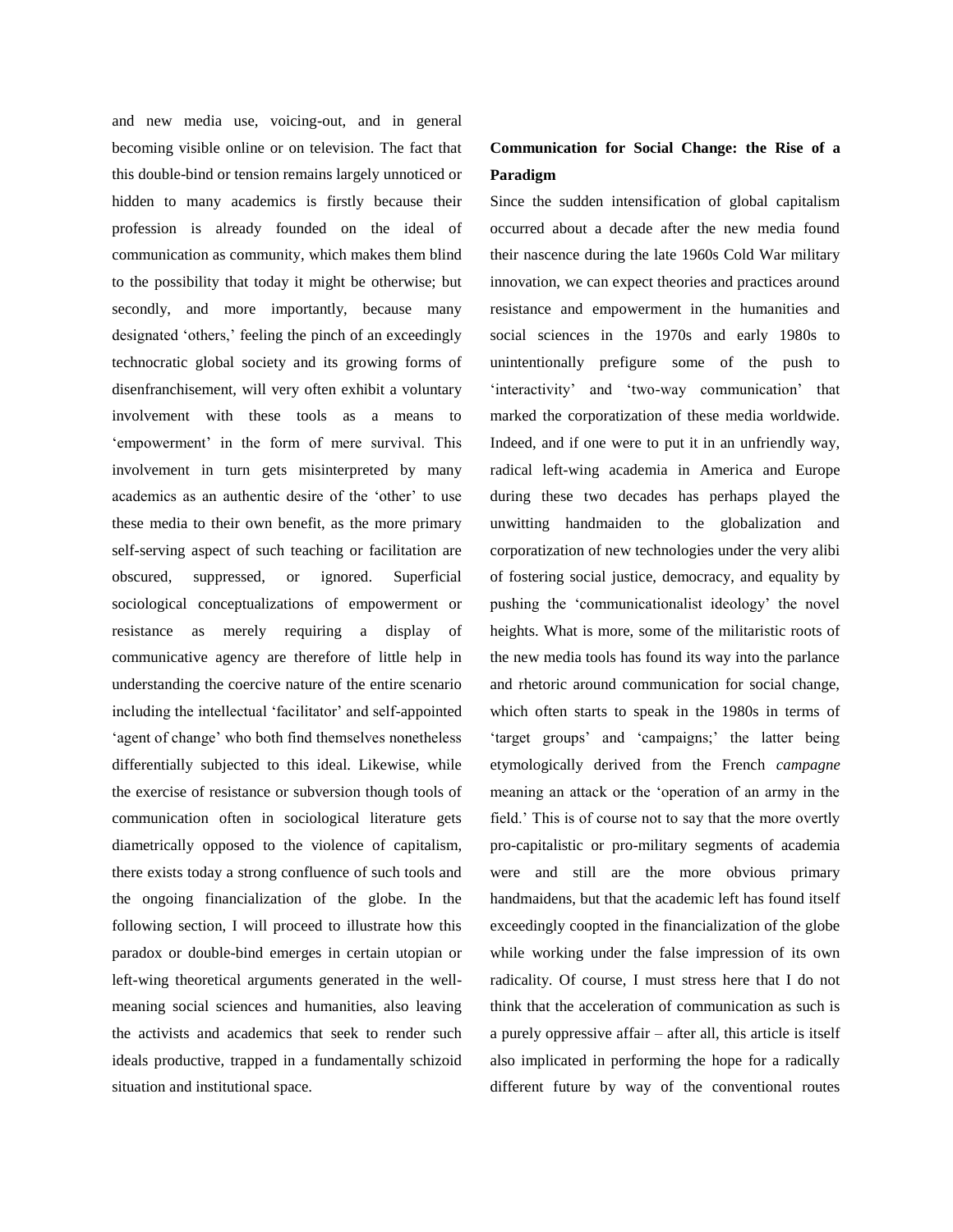and new media use, voicing-out, and in general becoming visible online or on television. The fact that this double-bind or tension remains largely unnoticed or hidden to many academics is firstly because their profession is already founded on the ideal of communication as community, which makes them blind to the possibility that today it might be otherwise; but secondly, and more importantly, because many designated 'others,' feeling the pinch of an exceedingly technocratic global society and its growing forms of disenfranchisement, will very often exhibit a voluntary involvement with these tools as a means to 'empowerment' in the form of mere survival. This involvement in turn gets misinterpreted by many academics as an authentic desire of the 'other' to use these media to their own benefit, as the more primary self-serving aspect of such teaching or facilitation are obscured, suppressed, or ignored. Superficial sociological conceptualizations of empowerment or resistance as merely requiring a display of communicative agency are therefore of little help in understanding the coercive nature of the entire scenario including the intellectual 'facilitator' and self-appointed 'agent of change' who both find themselves nonetheless differentially subjected to this ideal. Likewise, while the exercise of resistance or subversion though tools of communication often in sociological literature gets diametrically opposed to the violence of capitalism, there exists today a strong confluence of such tools and the ongoing financialization of the globe. In the following section, I will proceed to illustrate how this paradox or double-bind emerges in certain utopian or left-wing theoretical arguments generated in the well-meaning social sciences and humanities, also leaving the activists and academics that seek to render such ideals productive, trapped in a fundamentally schizoid situation and institutional space.

## Communication for Social Change: the Rise of a Paradigm

Since the sudden intensification of global capitalism occurred about a decade after the new media found their nascence during the late 1960s Cold War military innovation, we can expect theories and practices around resistance and empowerment in the humanities and social sciences in the 1970s and early 1980s to unintentionally prefigure some of the push to 'interactivity' and 'two-way communication' that marked the corporatization of these media worldwide. Indeed, and if one were to put it in an unfriendly way, radical left-wing academia in America and Europe during these two decades has perhaps played the unwitting handmaiden to the globalization and corporatization of new technologies under the very alibi of fostering social justice, democracy, and equality by pushing the 'communicationalist ideology' the novel heights. What is more, some of the militaristic roots of the new media tools has found its way into the parlance and rhetoric around communication for social change, which often starts to speak in the 1980s in terms of 'target groups' and 'campaigns;' the latter being etymologically derived from the French *campagne* meaning an attack or the 'operation of an army in the field.' This is of course not to say that the more overtly pro-capitalistic or pro-military segments of academia were and still are the more obvious primary handmaidens, but that the academic left has found itself exceedingly coopted in the financialization of the globe while working under the false impression of its own radicality. Of course, I must stress here that I do not think that the acceleration of communication as such is a purely oppressive affair – after all, this article is itself also implicated in performing the hope for a radically different future by way of the conventional routes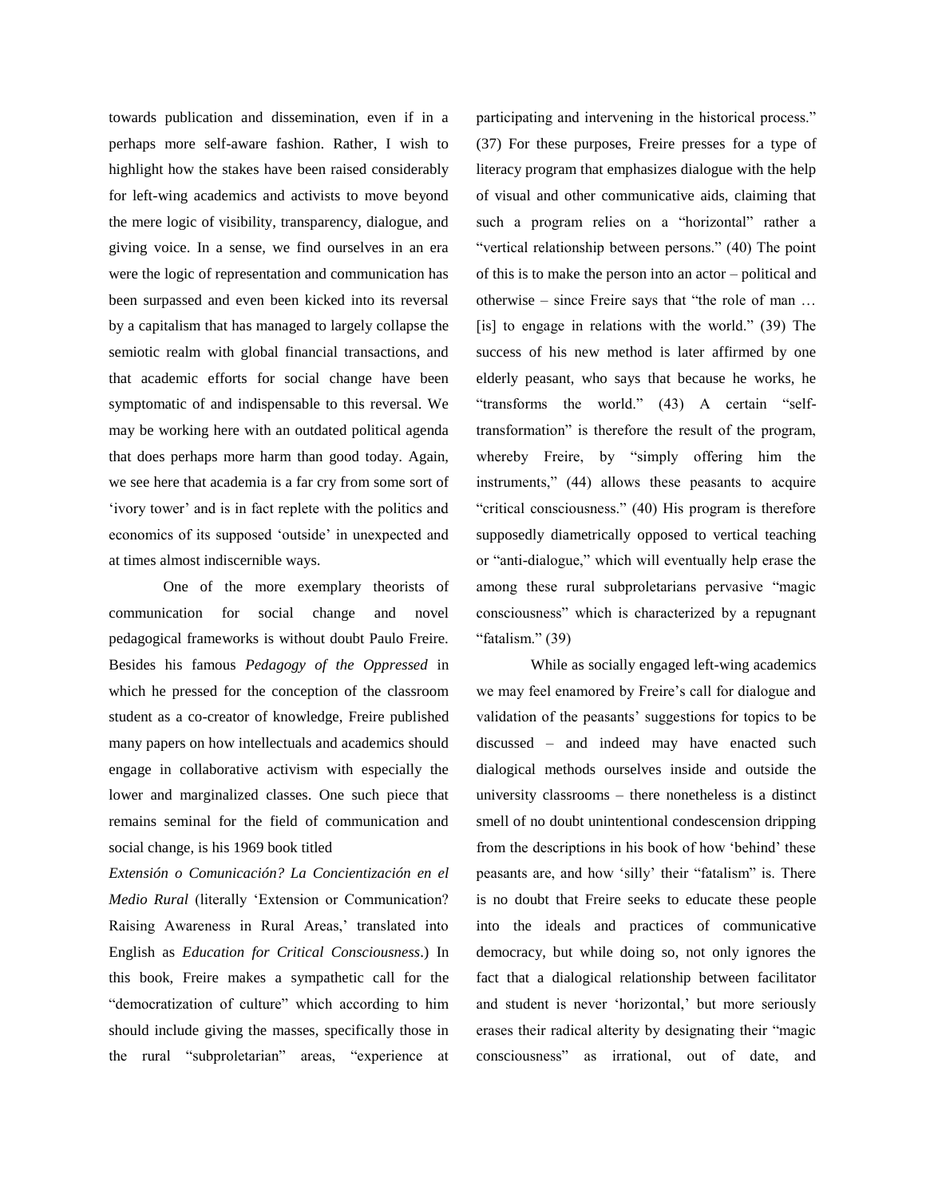towards publication and dissemination, even if in a perhaps more self-aware fashion. Rather, I wish to highlight how the stakes have been raised considerably for left-wing academics and activists to move beyond the mere logic of visibility, transparency, dialogue, and giving voice. In a sense, we find ourselves in an era were the logic of representation and communication has been surpassed and even been kicked into its reversal by a capitalism that has managed to largely collapse the semiotic realm with global financial transactions, and that academic efforts for social change have been symptomatic of and indispensable to this reversal. We may be working here with an outdated political agenda that does perhaps more harm than good today. Again, we see here that academia is a far cry from some sort of 'ivory tower' and is in fact replete with the politics and economics of its supposed 'outside' in unexpected and at times almost indiscernible ways.

One of the more exemplary theorists of communication for social change and novel pedagogical frameworks is without doubt Paulo Freire. Besides his famous *Pedagogy of the Oppressed* in which he pressed for the conception of the classroom student as a co-creator of knowledge, Freire published many papers on how intellectuals and academics should engage in collaborative activism with especially the lower and marginalized classes. One such piece that remains seminal for the field of communication and social change, is his 1969 book titled *Extensión o Comunicación? La Concientización en el Medio Rural* (literally 'Extension or Communication? Raising Awareness in Rural Areas,' translated into English as *Education for Critical Consciousness*.) In this book, Freire makes a sympathetic call for the "democratization of culture" which according to him should include giving the masses, specifically those in the rural "subproletarian" areas, "experience at participating and intervening in the historical process." (37) For these purposes, Freire presses for a type of literacy program that emphasizes dialogue with the help of visual and other communicative aids, claiming that such a program relies on a "horizontal" rather a "vertical relationship between persons." (40) The point of this is to make the person into an actor – political and otherwise – since Freire says that "the role of man … [is] to engage in relations with the world." (39) The success of his new method is later affirmed by one elderly peasant, who says that because he works, he "transforms the world." (43) A certain "self-transformation" is therefore the result of the program, whereby Freire, by "simply offering him the instruments," (44) allows these peasants to acquire "critical consciousness." (40) His program is therefore supposedly diametrically opposed to vertical teaching or "anti-dialogue," which will eventually help erase the among these rural subproletarians pervasive "magic consciousness" which is characterized by a repugnant "fatalism." (39)

While as socially engaged left-wing academics we may feel enamored by Freire's call for dialogue and validation of the peasants' suggestions for topics to be discussed – and indeed may have enacted such dialogical methods ourselves inside and outside the university classrooms – there nonetheless is a distinct smell of no doubt unintentional condescension dripping from the descriptions in his book of how 'behind' these peasants are, and how 'silly' their "fatalism" is. There is no doubt that Freire seeks to educate these people into the ideals and practices of communicative democracy, but while doing so, not only ignores the fact that a dialogical relationship between facilitator and student is never 'horizontal,' but more seriously erases their radical alterity by designating their "magic consciousness" as irrational, out of date, and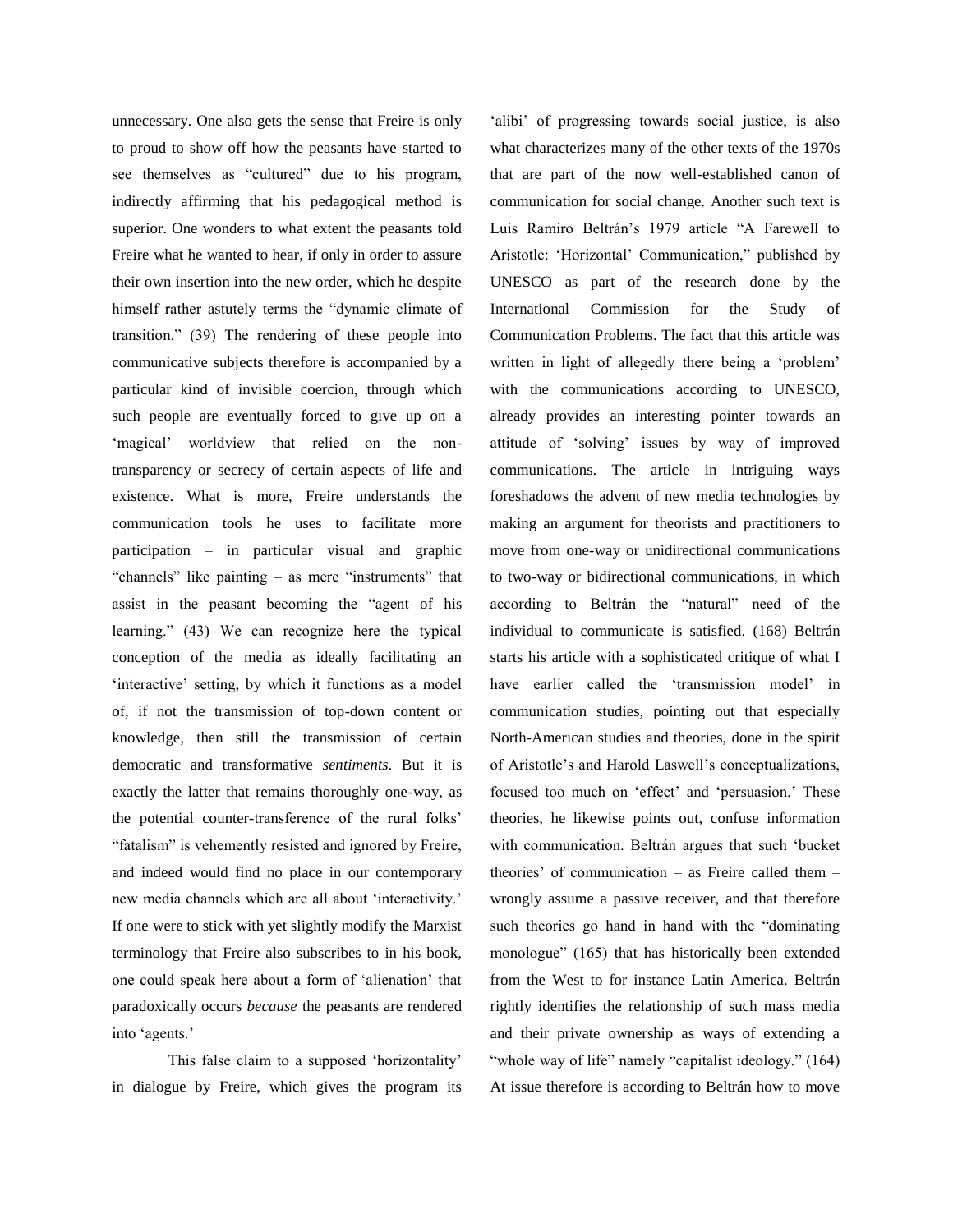unnecessary. One also gets the sense that Freire is only to proud to show off how the peasants have started to see themselves as "cultured" due to his program, indirectly affirming that his pedagogical method is superior. One wonders to what extent the peasants told Freire what he wanted to hear, if only in order to assure their own insertion into the new order, which he despite himself rather astutely terms the "dynamic climate of transition." (39) The rendering of these people into communicative subjects therefore is accompanied by a particular kind of invisible coercion, through which such people are eventually forced to give up on a 'magical' worldview that relied on the non-transparency or secrecy of certain aspects of life and existence. What is more, Freire understands the communication tools he uses to facilitate more participation – in particular visual and graphic "channels" like painting – as mere "instruments" that assist in the peasant becoming the "agent of his learning." (43) We can recognize here the typical conception of the media as ideally facilitating an 'interactive' setting, by which it functions as a model of, if not the transmission of top-down content or knowledge, then still the transmission of certain democratic and transformative *sentiments*. But it is exactly the latter that remains thoroughly one-way, as the potential counter-transference of the rural folks' "fatalism" is vehemently resisted and ignored by Freire, and indeed would find no place in our contemporary new media channels which are all about 'interactivity.' If one were to stick with yet slightly modify the Marxist terminology that Freire also subscribes to in his book, one could speak here about a form of 'alienation' that paradoxically occurs *because* the peasants are rendered into 'agents.'

This false claim to a supposed 'horizontality' in dialogue by Freire, which gives the program its 'alibi' of progressing towards social justice, is also what characterizes many of the other texts of the 1970s that are part of the now well-established canon of communication for social change. Another such text is Luis Ramiro Beltrán's 1979 article "A Farewell to Aristotle: 'Horizontal' Communication," published by UNESCO as part of the research done by the International Commission for the Study of Communication Problems. The fact that this article was written in light of allegedly there being a 'problem' with the communications according to UNESCO, already provides an interesting pointer towards an attitude of 'solving' issues by way of improved communications. The article in intriguing ways foreshadows the advent of new media technologies by making an argument for theorists and practitioners to move from one-way or unidirectional communications to two-way or bidirectional communications, in which according to Beltrán the "natural" need of the individual to communicate is satisfied. (168) Beltrán starts his article with a sophisticated critique of what I have earlier called the 'transmission model' in communication studies, pointing out that especially North-American studies and theories, done in the spirit of Aristotle's and Harold Laswell's conceptualizations, focused too much on 'effect' and 'persuasion.' These theories, he likewise points out, confuse information with communication. Beltrán argues that such 'bucket theories' of communication – as Freire called them – wrongly assume a passive receiver, and that therefore such theories go hand in hand with the "dominating monologue" (165) that has historically been extended from the West to for instance Latin America. Beltrán rightly identifies the relationship of such mass media and their private ownership as ways of extending a "whole way of life" namely "capitalist ideology." (164) At issue therefore is according to Beltrán how to move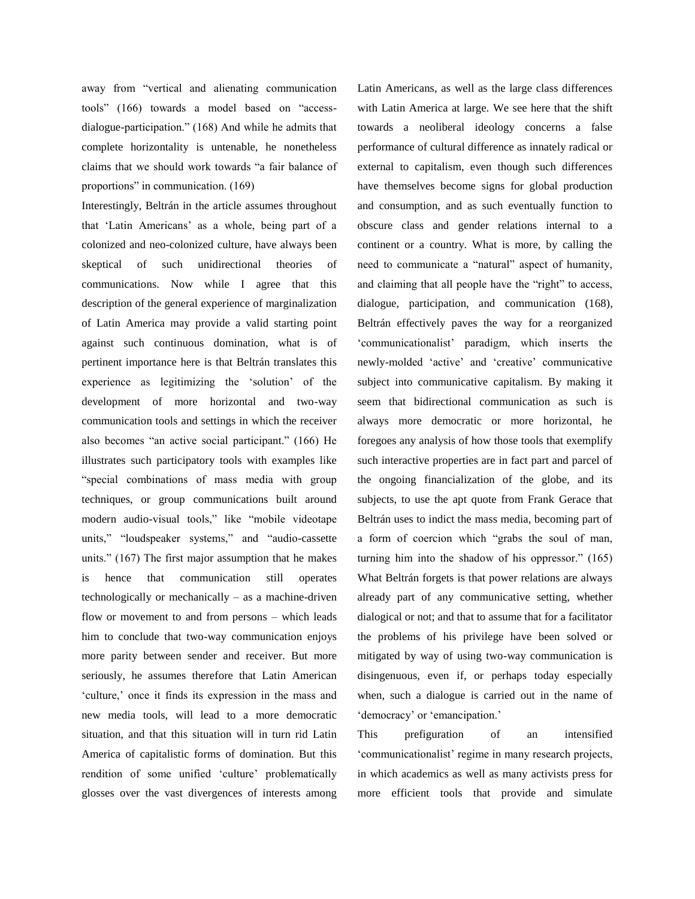away from "vertical and alienating communication tools" (166) towards a model based on "access-dialogue-participation." (168) And while he admits that complete horizontality is untenable, he nonetheless claims that we should work towards "a fair balance of proportions" in communication. (169)

Interestingly, Beltrán in the article assumes throughout that 'Latin Americans' as a whole, being part of a colonized and neo-colonized culture, have always been skeptical of such unidirectional theories of communications. Now while I agree that this description of the general experience of marginalization of Latin America may provide a valid starting point against such continuous domination, what is of pertinent importance here is that Beltrán translates this experience as legitimizing the 'solution' of the development of more horizontal and two-way communication tools and settings in which the receiver also becomes "an active social participant." (166) He illustrates such participatory tools with examples like "special combinations of mass media with group techniques, or group communications built around modern audio-visual tools," like "mobile videotape units," "loudspeaker systems," and "audio-cassette units." (167) The first major assumption that he makes is hence that communication still operates technologically or mechanically – as a machine-driven flow or movement to and from persons – which leads him to conclude that two-way communication enjoys more parity between sender and receiver. But more seriously, he assumes therefore that Latin American 'culture,' once it finds its expression in the mass and new media tools, will lead to a more democratic situation, and that this situation will in turn rid Latin America of capitalistic forms of domination. But this rendition of some unified 'culture' problematically glosses over the vast divergences of interests among Latin Americans, as well as the large class differences with Latin America at large. We see here that the shift towards a neoliberal ideology concerns a false performance of cultural difference as innately radical or external to capitalism, even though such differences have themselves become signs for global production and consumption, and as such eventually function to obscure class and gender relations internal to a continent or a country. What is more, by calling the need to communicate a "natural" aspect of humanity, and claiming that all people have the "right" to access, dialogue, participation, and communication (168), Beltrán effectively paves the way for a reorganized 'communicationalist' paradigm, which inserts the newly-molded 'active' and 'creative' communicative subject into communicative capitalism. By making it seem that bidirectional communication as such is always more democratic or more horizontal, he foregoes any analysis of how those tools that exemplify such interactive properties are in fact part and parcel of the ongoing financialization of the globe, and its subjects, to use the apt quote from Frank Gerace that Beltrán uses to indict the mass media, becoming part of a form of coercion which "grabs the soul of man, turning him into the shadow of his oppressor." (165) What Beltrán forgets is that power relations are always already part of any communicative setting, whether dialogical or not; and that to assume that for a facilitator the problems of his privilege have been solved or mitigated by way of using two-way communication is disingenuous, even if, or perhaps today especially when, such a dialogue is carried out in the name of 'democracy' or 'emancipation.'

This prefiguration of an intensified 'communicationalist' regime in many research projects, in which academics as well as many activists press for more efficient tools that provide and simulate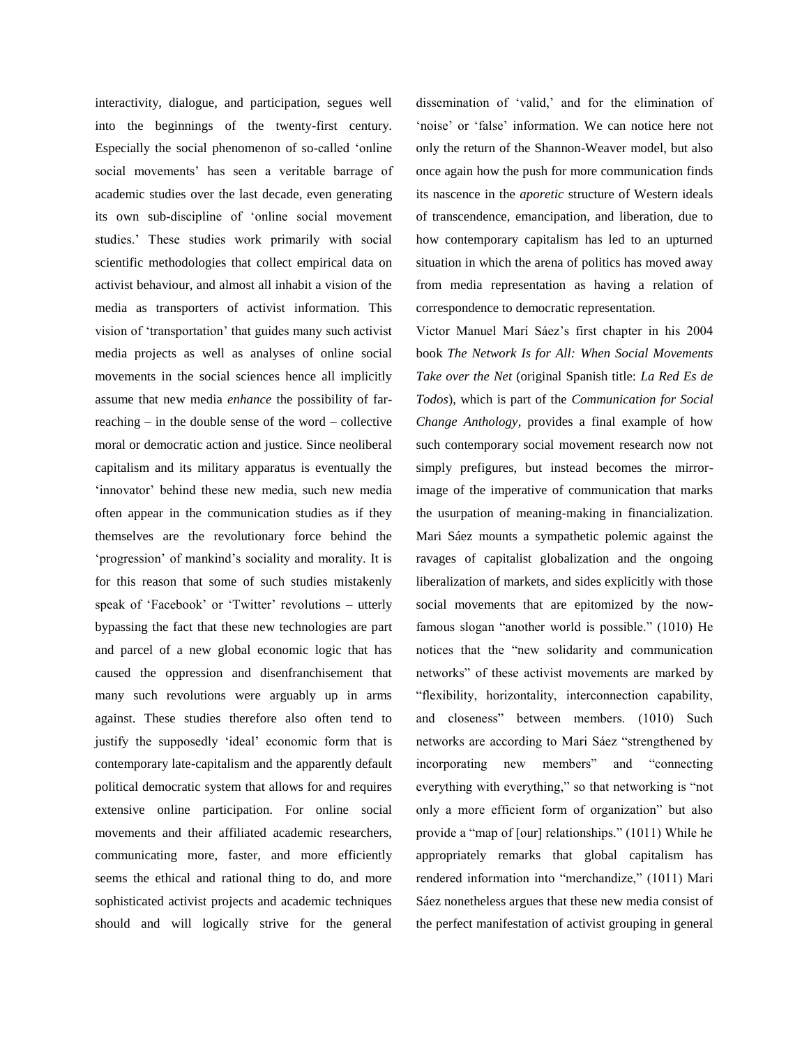interactivity, dialogue, and participation, segues well into the beginnings of the twenty-first century. Especially the social phenomenon of so-called 'online social movements' has seen a veritable barrage of academic studies over the last decade, even generating its own sub-discipline of 'online social movement studies.' These studies work primarily with social scientific methodologies that collect empirical data on activist behaviour, and almost all inhabit a vision of the media as transporters of activist information. This vision of 'transportation' that guides many such activist media projects as well as analyses of online social movements in the social sciences hence all implicitly assume that new media *enhance* the possibility of far-reaching – in the double sense of the word – collective moral or democratic action and justice. Since neoliberal capitalism and its military apparatus is eventually the 'innovator' behind these new media, such new media often appear in the communication studies as if they themselves are the revolutionary force behind the 'progression' of mankind's sociality and morality. It is for this reason that some of such studies mistakenly speak of 'Facebook' or 'Twitter' revolutions – utterly bypassing the fact that these new technologies are part and parcel of a new global economic logic that has caused the oppression and disenfranchisement that many such revolutions were arguably up in arms against. These studies therefore also often tend to justify the supposedly 'ideal' economic form that is contemporary late-capitalism and the apparently default political democratic system that allows for and requires extensive online participation. For online social movements and their affiliated academic researchers, communicating more, faster, and more efficiently seems the ethical and rational thing to do, and more sophisticated activist projects and academic techniques should and will logically strive for the general dissemination of 'valid,' and for the elimination of 'noise' or 'false' information. We can notice here not only the return of the Shannon-Weaver model, but also once again how the push for more communication finds its nascence in the *aporetic* structure of Western ideals of transcendence, emancipation, and liberation, due to how contemporary capitalism has led to an upturned situation in which the arena of politics has moved away from media representation as having a relation of correspondence to democratic representation.

Victor Manuel Marí Sáez's first chapter in his 2004 book *The Network Is for All: When Social Movements Take over the Net* (original Spanish title: *La Red Es de Todos*), which is part of the *Communication for Social Change Anthology*, provides a final example of how such contemporary social movement research now not simply prefigures, but instead becomes the mirror-image of the imperative of communication that marks the usurpation of meaning-making in financialization. Mari Sáez mounts a sympathetic polemic against the ravages of capitalist globalization and the ongoing liberalization of markets, and sides explicitly with those social movements that are epitomized by the now-famous slogan "another world is possible." (1010) He notices that the "new solidarity and communication networks" of these activist movements are marked by "flexibility, horizontality, interconnection capability, and closeness" between members. (1010) Such networks are according to Mari Sáez "strengthened by incorporating new members" and "connecting everything with everything," so that networking is "not only a more efficient form of organization" but also provide a "map of [our] relationships." (1011) While he appropriately remarks that global capitalism has rendered information into "merchandize," (1011) Mari Sáez nonetheless argues that these new media consist of the perfect manifestation of activist grouping in general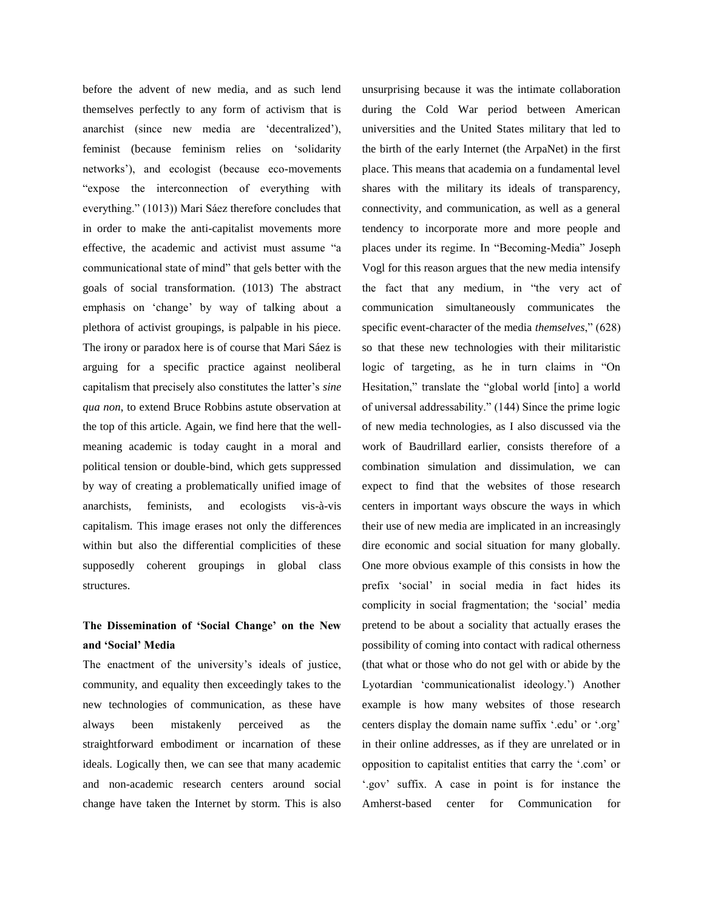before the advent of new media, and as such lend themselves perfectly to any form of activism that is anarchist (since new media are 'decentralized'), feminist (because feminism relies on 'solidarity networks'), and ecologist (because eco-movements "expose the interconnection of everything with everything." (1013)) Mari Sáez therefore concludes that in order to make the anti-capitalist movements more effective, the academic and activist must assume "a communicational state of mind" that gels better with the goals of social transformation. (1013) The abstract emphasis on 'change' by way of talking about a plethora of activist groupings, is palpable in his piece. The irony or paradox here is of course that Mari Sáez is arguing for a specific practice against neoliberal capitalism that precisely also constitutes the latter's *sine qua non*, to extend Bruce Robbins astute observation at the top of this article. Again, we find here that the well-meaning academic is today caught in a moral and political tension or double-bind, which gets suppressed by way of creating a problematically unified image of anarchists, feminists, and ecologists vis-à-vis capitalism. This image erases not only the differences within but also the differential complicities of these supposedly coherent groupings in global class structures.

**The Dissemination of 'Social Change' on the New and 'Social' Media**

The enactment of the university's ideals of justice, community, and equality then exceedingly takes to the new technologies of communication, as these have always been mistakenly perceived as the straightforward embodiment or incarnation of these ideals. Logically then, we can see that many academic and non-academic research centers around social change have taken the Internet by storm. This is also unsurprising because it was the intimate collaboration during the Cold War period between American universities and the United States military that led to the birth of the early Internet (the ArpaNet) in the first place. This means that academia on a fundamental level shares with the military its ideals of transparency, connectivity, and communication, as well as a general tendency to incorporate more and more people and places under its regime. In "Becoming-Media" Joseph Vogl for this reason argues that the new media intensify the fact that any medium, in "the very act of communication simultaneously communicates the specific event-character of the media *themselves*," (628) so that these new technologies with their militaristic logic of targeting, as he in turn claims in "On Hesitation," translate the "global world [into] a world of universal addressability." (144) Since the prime logic of new media technologies, as I also discussed via the work of Baudrillard earlier, consists therefore of a combination simulation and dissimulation, we can expect to find that the websites of those research centers in important ways obscure the ways in which their use of new media are implicated in an increasingly dire economic and social situation for many globally. One more obvious example of this consists in how the prefix 'social' in social media in fact hides its complicity in social fragmentation; the 'social' media pretend to be about a sociality that actually erases the possibility of coming into contact with radical otherness (that what or those who do not gel with or abide by the Lyotardian 'communicationalist ideology.') Another example is how many websites of those research centers display the domain name suffix '.edu' or '.org' in their online addresses, as if they are unrelated or in opposition to capitalist entities that carry the '.com' or '.gov' suffix. A case in point is for instance the Amherst-based center for Communication for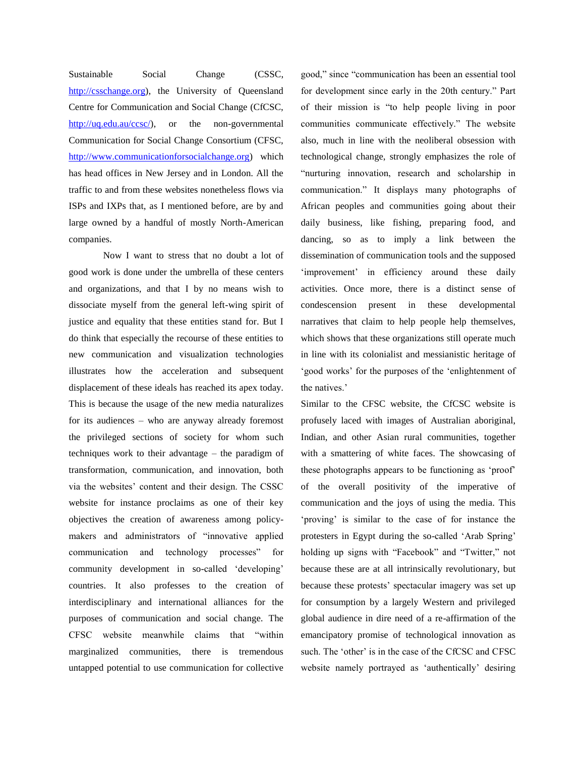Sustainable Social Change (CSSC, http://csschange.org), the University of Queensland Centre for Communication and Social Change (CfCSC, http://uq.edu.au/ccsc/), or the non-governmental Communication for Social Change Consortium (CFSC, http://www.communicationforsocialchange.org) which has head offices in New Jersey and in London. All the traffic to and from these websites nonetheless flows via ISPs and IXPs that, as I mentioned before, are by and large owned by a handful of mostly North-American companies.

Now I want to stress that no doubt a lot of good work is done under the umbrella of these centers and organizations, and that I by no means wish to dissociate myself from the general left-wing spirit of justice and equality that these entities stand for. But I do think that especially the recourse of these entities to new communication and visualization technologies illustrates how the acceleration and subsequent displacement of these ideals has reached its apex today. This is because the usage of the new media naturalizes for its audiences – who are anyway already foremost the privileged sections of society for whom such techniques work to their advantage – the paradigm of transformation, communication, and innovation, both via the websites' content and their design. The CSSC website for instance proclaims as one of their key objectives the creation of awareness among policy-makers and administrators of "innovative applied communication and technology processes" for community development in so-called 'developing' countries. It also professes to the creation of interdisciplinary and international alliances for the purposes of communication and social change. The CFSC website meanwhile claims that "within marginalized communities, there is tremendous untapped potential to use communication for collective good," since "communication has been an essential tool for development since early in the 20th century." Part of their mission is "to help people living in poor communities communicate effectively." The website also, much in line with the neoliberal obsession with technological change, strongly emphasizes the role of "nurturing innovation, research and scholarship in communication." It displays many photographs of African peoples and communities going about their daily business, like fishing, preparing food, and dancing, so as to imply a link between the dissemination of communication tools and the supposed 'improvement' in efficiency around these daily activities. Once more, there is a distinct sense of condescension present in these developmental narratives that claim to help people help themselves, which shows that these organizations still operate much in line with its colonialist and messianistic heritage of 'good works' for the purposes of the 'enlightenment of the natives.'

Similar to the CFSC website, the CfCSC website is profusely laced with images of Australian aboriginal, Indian, and other Asian rural communities, together with a smattering of white faces. The showcasing of these photographs appears to be functioning as 'proof' of the overall positivity of the imperative of communication and the joys of using the media. This 'proving' is similar to the case of for instance the protesters in Egypt during the so-called 'Arab Spring' holding up signs with "Facebook" and "Twitter," not because these are at all intrinsically revolutionary, but because these protests' spectacular imagery was set up for consumption by a largely Western and privileged global audience in dire need of a re-affirmation of the emancipatory promise of technological innovation as such. The 'other' is in the case of the CfCSC and CFSC website namely portrayed as 'authentically' desiring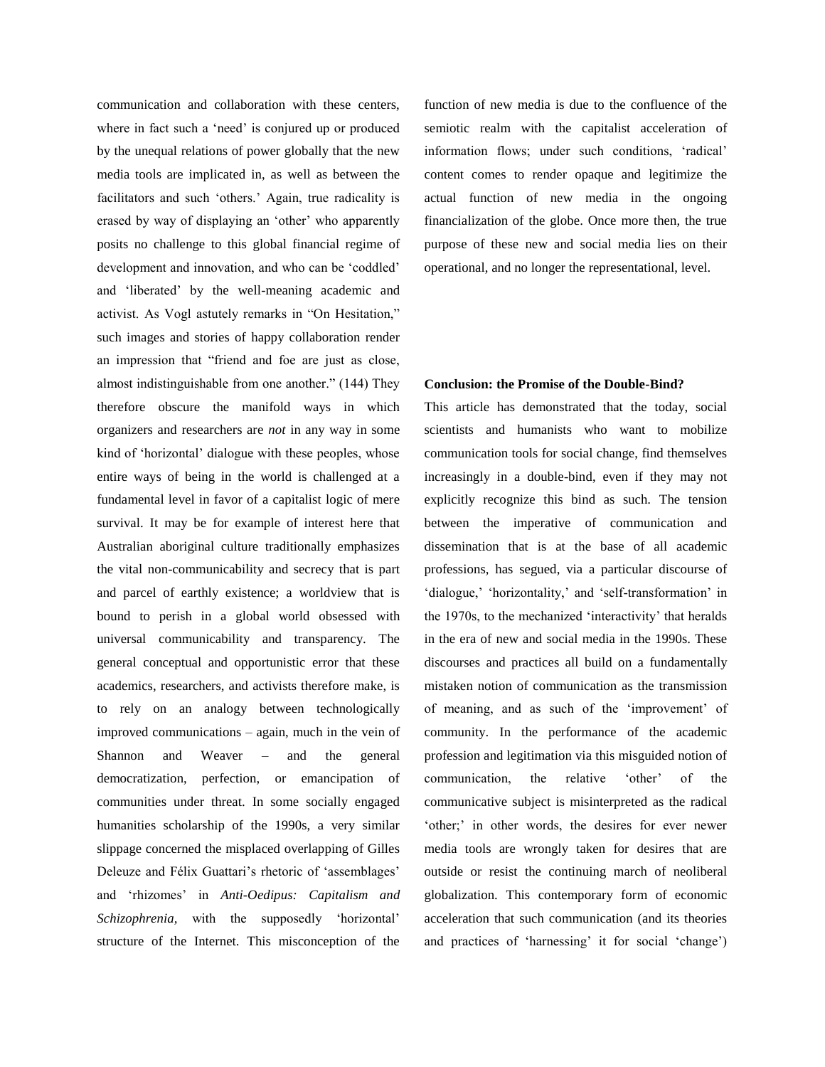communication and collaboration with these centers, where in fact such a 'need' is conjured up or produced by the unequal relations of power globally that the new media tools are implicated in, as well as between the facilitators and such 'others.' Again, true radicality is erased by way of displaying an 'other' who apparently posits no challenge to this global financial regime of development and innovation, and who can be 'coddled' and 'liberated' by the well-meaning academic and activist. As Vogl astutely remarks in "On Hesitation," such images and stories of happy collaboration render an impression that "friend and foe are just as close, almost indistinguishable from one another." (144) They therefore obscure the manifold ways in which organizers and researchers are *not* in any way in some kind of 'horizontal' dialogue with these peoples, whose entire ways of being in the world is challenged at a fundamental level in favor of a capitalist logic of mere survival. It may be for example of interest here that Australian aboriginal culture traditionally emphasizes the vital non-communicability and secrecy that is part and parcel of earthly existence; a worldview that is bound to perish in a global world obsessed with universal communicability and transparency. The general conceptual and opportunistic error that these academics, researchers, and activists therefore make, is to rely on an analogy between technologically improved communications – again, much in the vein of Shannon and Weaver – and the general democratization, perfection, or emancipation of communities under threat. In some socially engaged humanities scholarship of the 1990s, a very similar slippage concerned the misplaced overlapping of Gilles Deleuze and Félix Guattari's rhetoric of 'assemblages' and 'rhizomes' in *Anti-Oedipus: Capitalism and Schizophrenia*, with the supposedly 'horizontal' structure of the Internet. This misconception of the function of new media is due to the confluence of the semiotic realm with the capitalist acceleration of information flows; under such conditions, 'radical' content comes to render opaque and legitimize the actual function of new media in the ongoing financialization of the globe. Once more then, the true purpose of these new and social media lies on their operational, and no longer the representational, level.

**Conclusion: the Promise of the Double-Bind?**

This article has demonstrated that the today, social scientists and humanists who want to mobilize communication tools for social change, find themselves increasingly in a double-bind, even if they may not explicitly recognize this bind as such. The tension between the imperative of communication and dissemination that is at the base of all academic professions, has segued, via a particular discourse of 'dialogue,' 'horizontality,' and 'self-transformation' in the 1970s, to the mechanized 'interactivity' that heralds in the era of new and social media in the 1990s. These discourses and practices all build on a fundamentally mistaken notion of communication as the transmission of meaning, and as such of the 'improvement' of community. In the performance of the academic profession and legitimation via this misguided notion of communication, the relative 'other' of the communicative subject is misinterpreted as the radical 'other;' in other words, the desires for ever newer media tools are wrongly taken for desires that are outside or resist the continuing march of neoliberal globalization. This contemporary form of economic acceleration that such communication (and its theories and practices of 'harnessing' it for social 'change')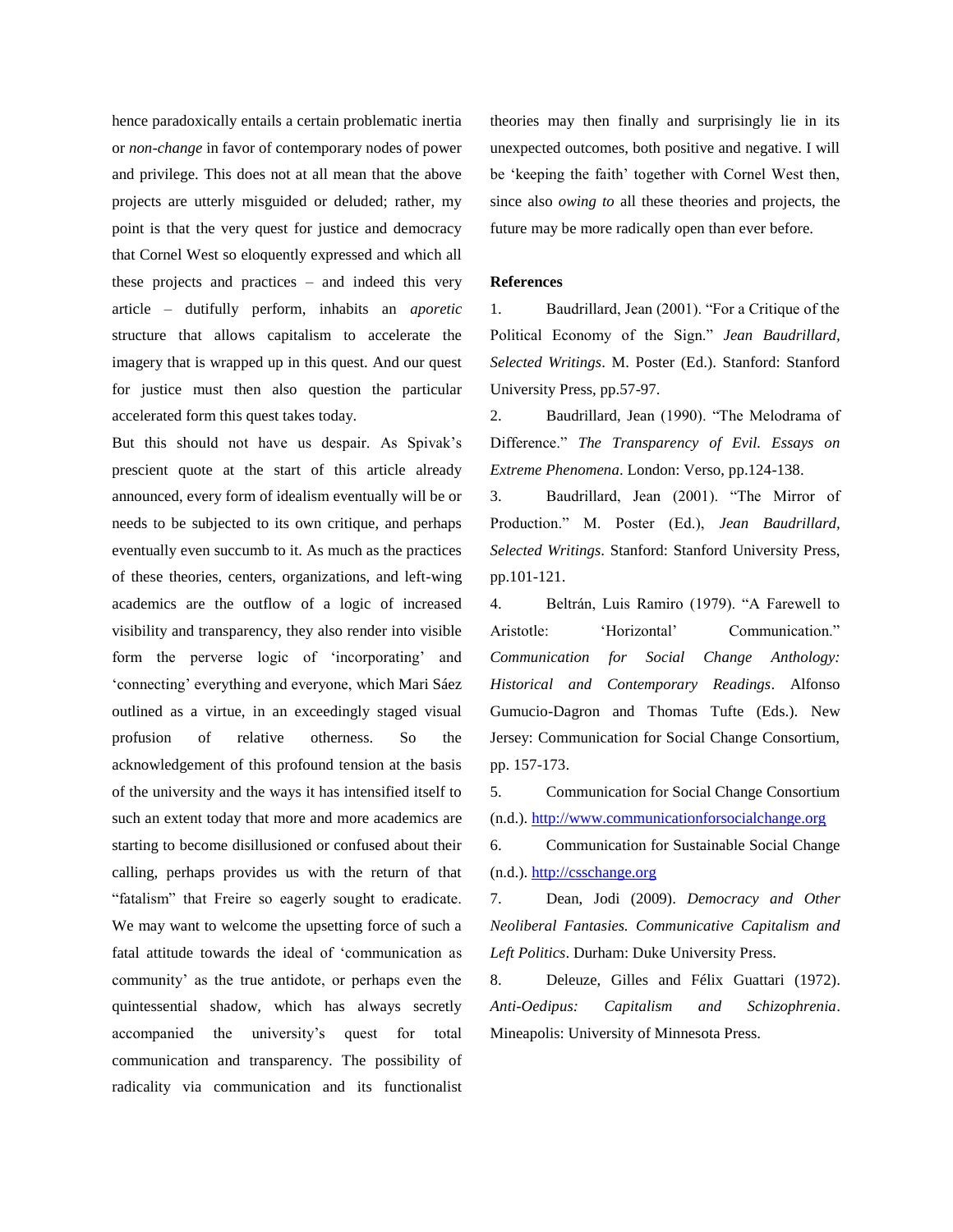hence paradoxically entails a certain problematic inertia or *non-change* in favor of contemporary nodes of power and privilege. This does not at all mean that the above projects are utterly misguided or deluded; rather, my point is that the very quest for justice and democracy that Cornel West so eloquently expressed and which all these projects and practices – and indeed this very article – dutifully perform, inhabits an *aporetic* structure that allows capitalism to accelerate the imagery that is wrapped up in this quest. And our quest for justice must then also question the particular accelerated form this quest takes today.

But this should not have us despair. As Spivak's prescient quote at the start of this article already announced, every form of idealism eventually will be or needs to be subjected to its own critique, and perhaps eventually even succumb to it. As much as the practices of these theories, centers, organizations, and left-wing academics are the outflow of a logic of increased visibility and transparency, they also render into visible form the perverse logic of 'incorporating' and 'connecting' everything and everyone, which Mari Sáez outlined as a virtue, in an exceedingly staged visual profusion of relative otherness. So the acknowledgement of this profound tension at the basis of the university and the ways it has intensified itself to such an extent today that more and more academics are starting to become disillusioned or confused about their calling, perhaps provides us with the return of that "fatalism" that Freire so eagerly sought to eradicate. We may want to welcome the upsetting force of such a fatal attitude towards the ideal of 'communication as community' as the true antidote, or perhaps even the quintessential shadow, which has always secretly accompanied the university's quest for total communication and transparency. The possibility of radicality via communication and its functionalist theories may then finally and surprisingly lie in its unexpected outcomes, both positive and negative. I will be 'keeping the faith' together with Cornel West then, since also *owing to* all these theories and projects, the future may be more radically open than ever before.

**References**

1. Baudrillard, Jean (2001). "For a Critique of the Political Economy of the Sign." *Jean Baudrillard, Selected Writings*. M. Poster (Ed.). Stanford: Stanford University Press, pp.57-97.
2. Baudrillard, Jean (1990). "The Melodrama of Difference." *The Transparency of Evil. Essays on Extreme Phenomena*. London: Verso, pp.124-138.
3. Baudrillard, Jean (2001). "The Mirror of Production." M. Poster (Ed.), *Jean Baudrillard, Selected Writings*. Stanford: Stanford University Press, pp.101-121.
4. Beltrán, Luis Ramiro (1979). "A Farewell to Aristotle: 'Horizontal' Communication." *Communication for Social Change Anthology: Historical and Contemporary Readings*. Alfonso Gumucio-Dagron and Thomas Tufte (Eds.). New Jersey: Communication for Social Change Consortium, pp. 157-173.
5. Communication for Social Change Consortium (n.d.). http://www.communicationforsocialchange.org
6. Communication for Sustainable Social Change (n.d.). http://csschange.org
7. Dean, Jodi (2009). *Democracy and Other Neoliberal Fantasies. Communicative Capitalism and Left Politics*. Durham: Duke University Press.
8. Deleuze, Gilles and Félix Guattari (1972). *Anti-Oedipus: Capitalism and Schizophrenia*. Mineapolis: University of Minnesota Press.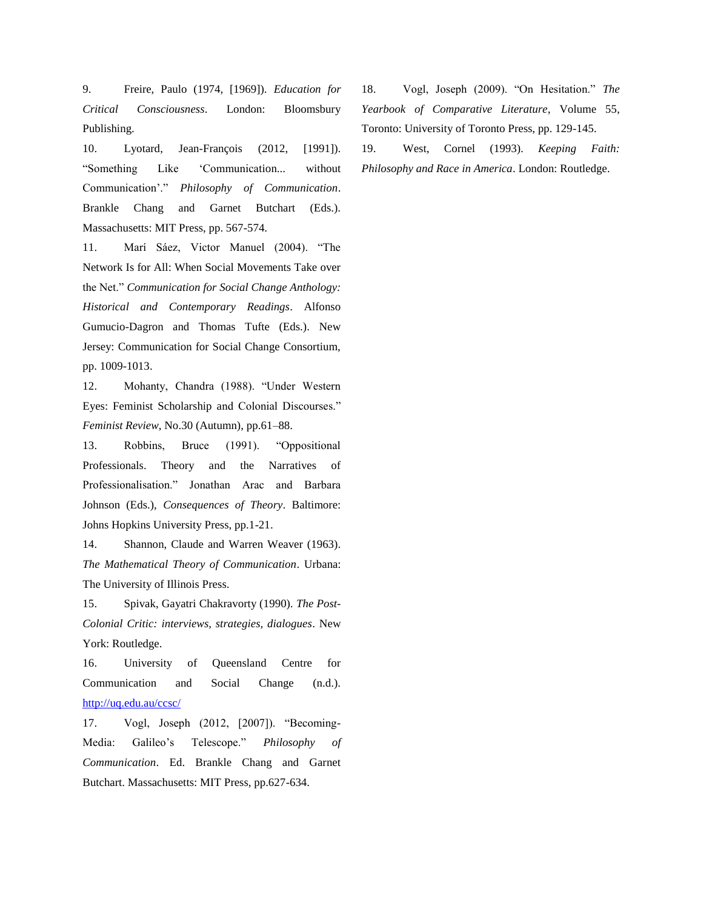9. Freire, Paulo (1974, [1969]). *Education for Critical Consciousness*. London: Bloomsbury Publishing.

10. Lyotard, Jean-François (2012, [1991]). "Something Like 'Communication... without Communication'." *Philosophy of Communication*. Brankle Chang and Garnet Butchart (Eds.). Massachusetts: MIT Press, pp. 567-574.

11. Marí Sáez, Victor Manuel (2004). "The Network Is for All: When Social Movements Take over the Net." *Communication for Social Change Anthology: Historical and Contemporary Readings*. Alfonso Gumucio-Dagron and Thomas Tufte (Eds.). New Jersey: Communication for Social Change Consortium, pp. 1009-1013.

12. Mohanty, Chandra (1988). "Under Western Eyes: Feminist Scholarship and Colonial Discourses." *Feminist Review*, No.30 (Autumn), pp.61–88.

13. Robbins, Bruce (1991). "Oppositional Professionals. Theory and the Narratives of Professionalisation." Jonathan Arac and Barbara Johnson (Eds.), *Consequences of Theory*. Baltimore: Johns Hopkins University Press, pp.1-21.

14. Shannon, Claude and Warren Weaver (1963). *The Mathematical Theory of Communication*. Urbana: The University of Illinois Press.

15. Spivak, Gayatri Chakravorty (1990). *The Post-Colonial Critic: interviews, strategies, dialogues*. New York: Routledge.

16. University of Queensland Centre for Communication and Social Change (n.d.). http://uq.edu.au/ccsc/

17. Vogl, Joseph (2012, [2007]). "Becoming-Media: Galileo's Telescope." *Philosophy of Communication*. Ed. Brankle Chang and Garnet Butchart. Massachusetts: MIT Press, pp.627-634.

18. Vogl, Joseph (2009). "On Hesitation." *The Yearbook of Comparative Literature*, Volume 55, Toronto: University of Toronto Press, pp. 129-145.

19. West, Cornel (1993). *Keeping Faith: Philosophy and Race in America*. London: Routledge.